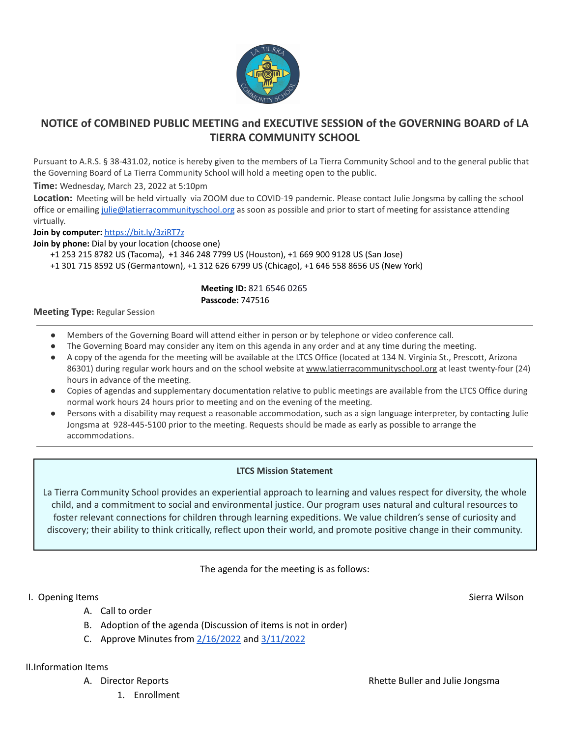# NOTICE of COMBINED PUBLIC MEETING and EXECUTIVE SESSION of the GOVERNING BOARD of LA TIERRA COMMUNITY SCHOOL

Pursuant to A.R.S. § 38-431.02, notice is hereby given to the members of La Tierra Community School and to the general public that the Governing Board of La Tierra Community School will hold a meeting open to the public.

**Time:** Wednesday, March 23, 2022 at 5:10pm

**Location:** Meeting will be held virtually via ZOOM due to COVID-19 pandemic. Please contact Julie Jongsma by calling the school office or emailing julie@latierracommunityschool.org as soon as possible and prior to start of meeting for assistance attending virtually.

**Join by computer:** https://bit.ly/3ziRT7z

**Join by phone:** Dial by your location (choose one)

+1 253 215 8782 US (Tacoma), +1 346 248 7799 US (Houston), +1 669 900 9128 US (San Jose)
+1 301 715 8592 US (Germantown), +1 312 626 6799 US (Chicago), +1 646 558 8656 US (New York)

**Meeting ID:** 821 6546 0265
**Passcode:** 747516

**Meeting Type:** Regular Session

---

- Members of the Governing Board will attend either in person or by telephone or video conference call.
- The Governing Board may consider any item on this agenda in any order and at any time during the meeting.
- A copy of the agenda for the meeting will be available at the LTCS Office (located at 134 N. Virginia St., Prescott, Arizona 86301) during regular work hours and on the school website at www.latierracommunityschool.org at least twenty-four (24) hours in advance of the meeting.
- Copies of agendas and supplementary documentation relative to public meetings are available from the LTCS Office during normal work hours 24 hours prior to meeting and on the evening of the meeting.
- Persons with a disability may request a reasonable accommodation, such as a sign language interpreter, by contacting Julie Jongsma at 928-445-5100 prior to the meeting. Requests should be made as early as possible to arrange the accommodations.

---

**LTCS Mission Statement**

La Tierra Community School provides an experiential approach to learning and values respect for diversity, the whole child, and a commitment to social and environmental justice. Our program uses natural and cultural resources to foster relevant connections for children through learning expeditions. We value children's sense of curiosity and discovery; their ability to think critically, reflect upon their world, and promote positive change in their community.

The agenda for the meeting is as follows:

I. Opening Items — Sierra Wilson

A. Call to order
B. Adoption of the agenda (Discussion of items is not in order)
C. Approve Minutes from 2/16/2022 and 3/11/2022

II. Information Items

A. Director Reports — Rhette Buller and Julie Jongsma
1. Enrollment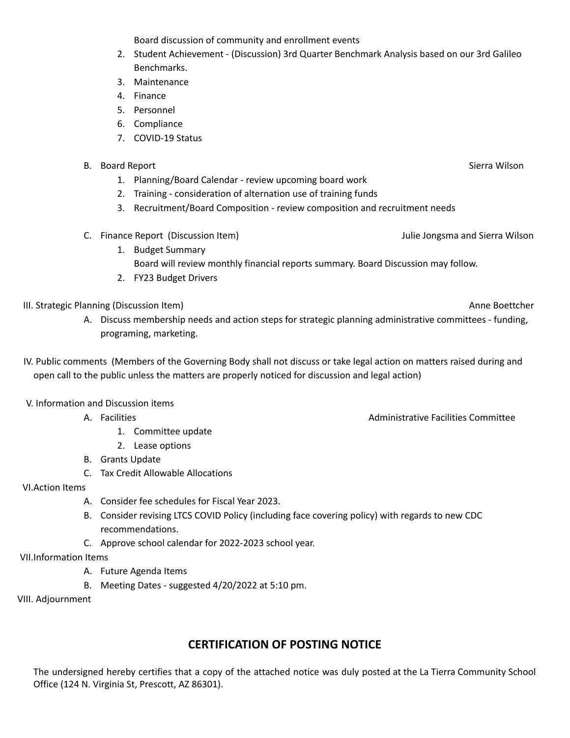Board discussion of community and enrollment events

2. Student Achievement - (Discussion) 3rd Quarter Benchmark Analysis based on our 3rd Galileo Benchmarks.
3. Maintenance
4. Finance
5. Personnel
6. Compliance
7. COVID-19 Status

B. Board Report — Sierra Wilson

1. Planning/Board Calendar - review upcoming board work
2. Training - consideration of alternation use of training funds
3. Recruitment/Board Composition - review composition and recruitment needs

C. Finance Report (Discussion Item) — Julie Jongsma and Sierra Wilson

1. Budget Summary
   Board will review monthly financial reports summary. Board Discussion may follow.
2. FY23 Budget Drivers

III. Strategic Planning (Discussion Item) — Anne Boettcher

A. Discuss membership needs and action steps for strategic planning administrative committees - funding, programing, marketing.

IV. Public comments (Members of the Governing Body shall not discuss or take legal action on matters raised during and open call to the public unless the matters are properly noticed for discussion and legal action)

V. Information and Discussion items

A. Facilities — Administrative Facilities Committee

1. Committee update
2. Lease options

B. Grants Update

C. Tax Credit Allowable Allocations

VI. Action Items

A. Consider fee schedules for Fiscal Year 2023.

B. Consider revising LTCS COVID Policy (including face covering policy) with regards to new CDC recommendations.

C. Approve school calendar for 2022-2023 school year.

VII. Information Items

A. Future Agenda Items

B. Meeting Dates - suggested 4/20/2022 at 5:10 pm.

VIII. Adjournment

## CERTIFICATION OF POSTING NOTICE

The undersigned hereby certifies that a copy of the attached notice was duly posted at the La Tierra Community School Office (124 N. Virginia St, Prescott, AZ 86301).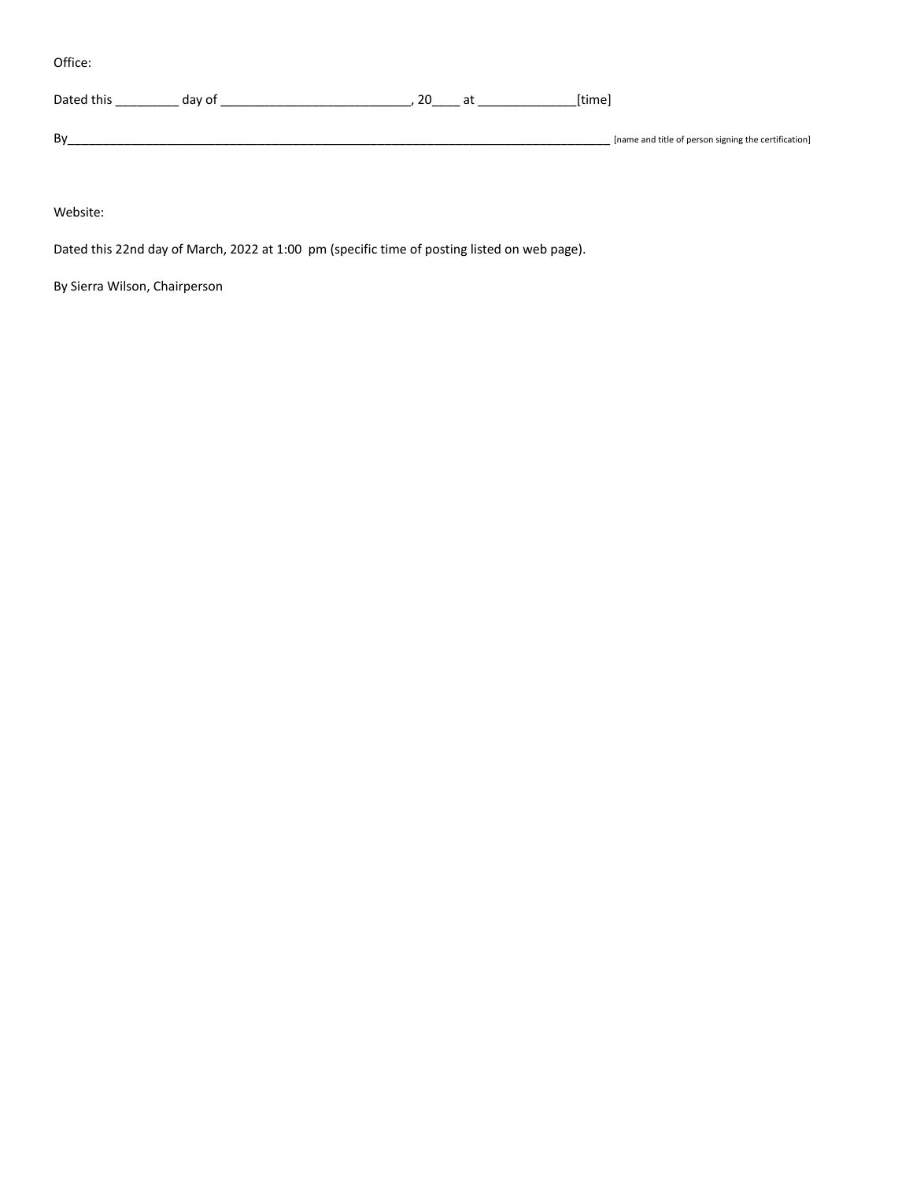Office:

Dated this _________ day of ___________________________, 20____ at ______________[time]

By_____________________________________________________________________________________ [name and title of person signing the certification]

Website:

Dated this 22nd day of March, 2022 at 1:00 pm (specific time of posting listed on web page).

By Sierra Wilson, Chairperson